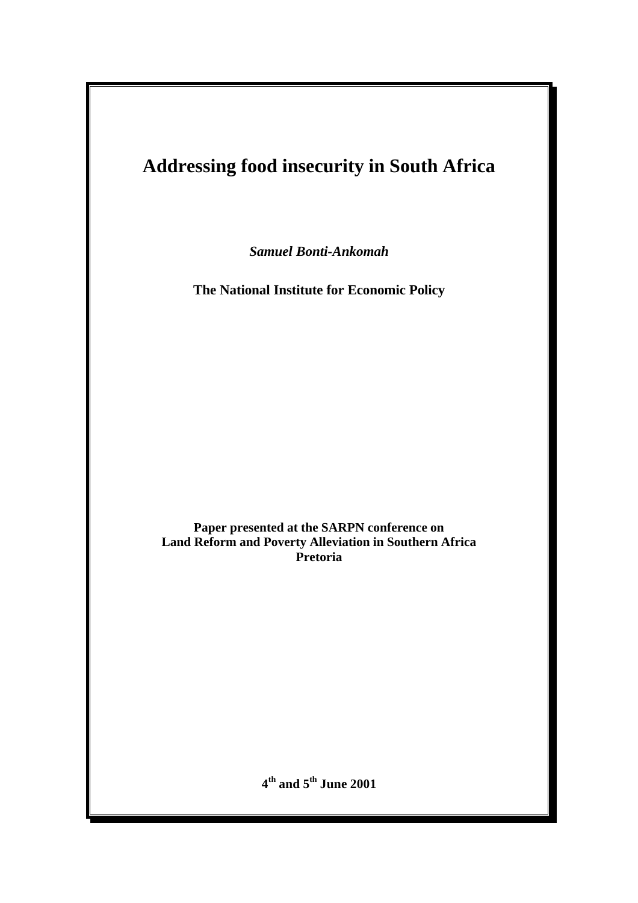# Addressing food insecurity in South Africa

***Samuel Bonti-Ankomah***

**The National Institute for Economic Policy**

**Paper presented at the SARPN conference on**
**Land Reform and Poverty Alleviation in Southern Africa**
**Pretoria**

**4th and 5th June 2001**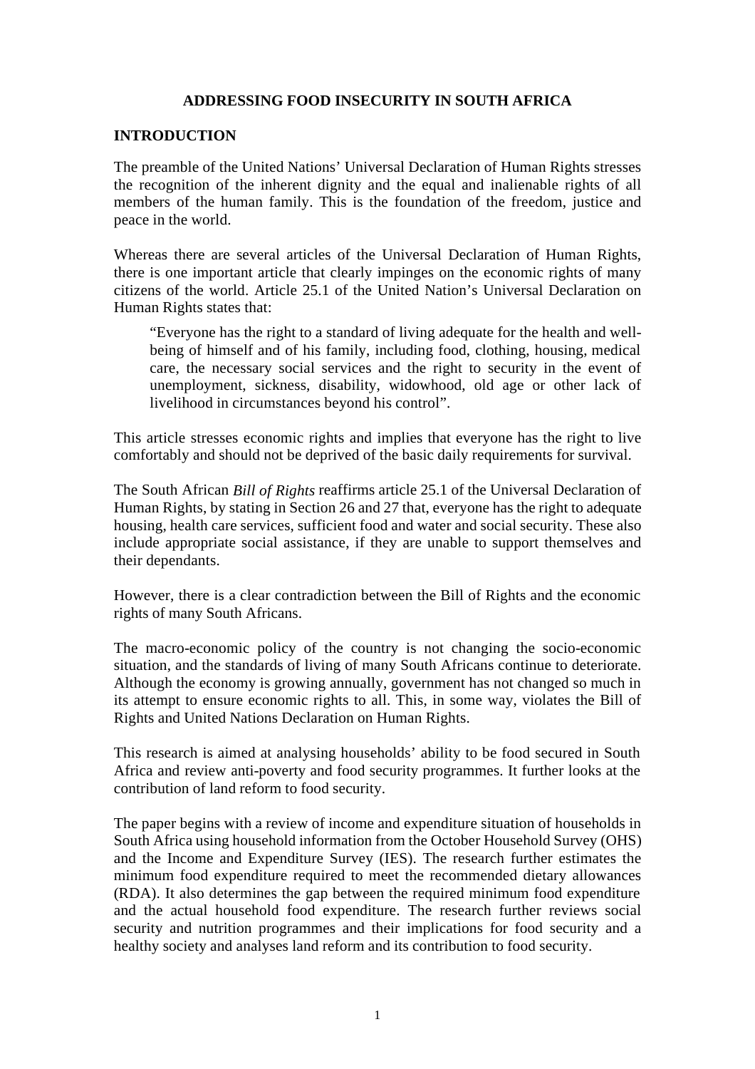# ADDRESSING FOOD INSECURITY IN SOUTH AFRICA

## INTRODUCTION

The preamble of the United Nations' Universal Declaration of Human Rights stresses the recognition of the inherent dignity and the equal and inalienable rights of all members of the human family. This is the foundation of the freedom, justice and peace in the world.

Whereas there are several articles of the Universal Declaration of Human Rights, there is one important article that clearly impinges on the economic rights of many citizens of the world. Article 25.1 of the United Nation's Universal Declaration on Human Rights states that:

> "Everyone has the right to a standard of living adequate for the health and well-being of himself and of his family, including food, clothing, housing, medical care, the necessary social services and the right to security in the event of unemployment, sickness, disability, widowhood, old age or other lack of livelihood in circumstances beyond his control".

This article stresses economic rights and implies that everyone has the right to live comfortably and should not be deprived of the basic daily requirements for survival.

The South African *Bill of Rights* reaffirms article 25.1 of the Universal Declaration of Human Rights, by stating in Section 26 and 27 that, everyone has the right to adequate housing, health care services, sufficient food and water and social security. These also include appropriate social assistance, if they are unable to support themselves and their dependants.

However, there is a clear contradiction between the Bill of Rights and the economic rights of many South Africans.

The macro-economic policy of the country is not changing the socio-economic situation, and the standards of living of many South Africans continue to deteriorate. Although the economy is growing annually, government has not changed so much in its attempt to ensure economic rights to all. This, in some way, violates the Bill of Rights and United Nations Declaration on Human Rights.

This research is aimed at analysing households' ability to be food secured in South Africa and review anti-poverty and food security programmes. It further looks at the contribution of land reform to food security.

The paper begins with a review of income and expenditure situation of households in South Africa using household information from the October Household Survey (OHS) and the Income and Expenditure Survey (IES). The research further estimates the minimum food expenditure required to meet the recommended dietary allowances (RDA). It also determines the gap between the required minimum food expenditure and the actual household food expenditure. The research further reviews social security and nutrition programmes and their implications for food security and a healthy society and analyses land reform and its contribution to food security.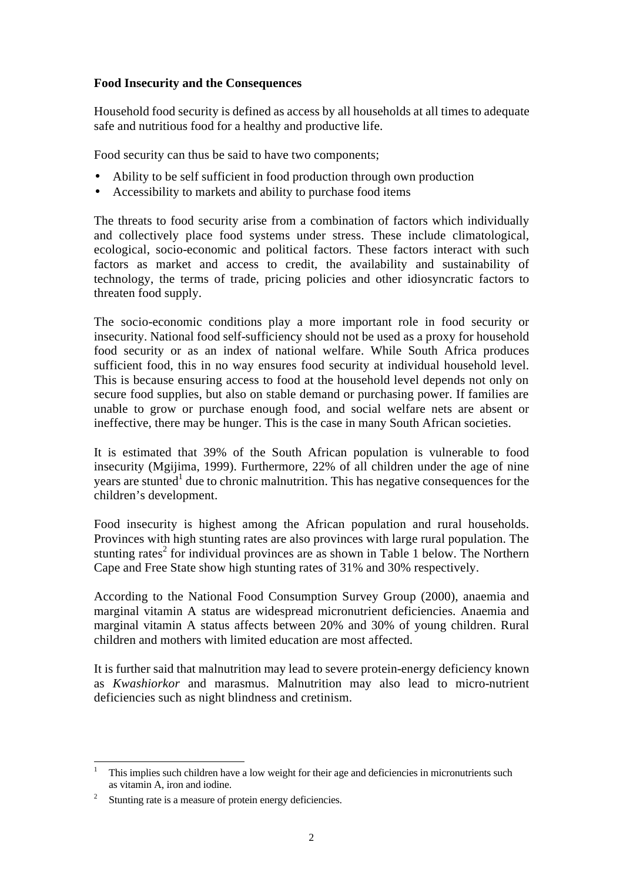**Food Insecurity and the Consequences**

Household food security is defined as access by all households at all times to adequate safe and nutritious food for a healthy and productive life.

Food security can thus be said to have two components;

- Ability to be self sufficient in food production through own production
- Accessibility to markets and ability to purchase food items

The threats to food security arise from a combination of factors which individually and collectively place food systems under stress. These include climatological, ecological, socio-economic and political factors. These factors interact with such factors as market and access to credit, the availability and sustainability of technology, the terms of trade, pricing policies and other idiosyncratic factors to threaten food supply.

The socio-economic conditions play a more important role in food security or insecurity. National food self-sufficiency should not be used as a proxy for household food security or as an index of national welfare. While South Africa produces sufficient food, this in no way ensures food security at individual household level. This is because ensuring access to food at the household level depends not only on secure food supplies, but also on stable demand or purchasing power. If families are unable to grow or purchase enough food, and social welfare nets are absent or ineffective, there may be hunger. This is the case in many South African societies.

It is estimated that 39% of the South African population is vulnerable to food insecurity (Mgijima, 1999). Furthermore, 22% of all children under the age of nine years are stunted[1] due to chronic malnutrition. This has negative consequences for the children's development.

Food insecurity is highest among the African population and rural households. Provinces with high stunting rates are also provinces with large rural population. The stunting rates[2] for individual provinces are as shown in Table 1 below. The Northern Cape and Free State show high stunting rates of 31% and 30% respectively.

According to the National Food Consumption Survey Group (2000), anaemia and marginal vitamin A status are widespread micronutrient deficiencies. Anaemia and marginal vitamin A status affects between 20% and 30% of young children. Rural children and mothers with limited education are most affected.

It is further said that malnutrition may lead to severe protein-energy deficiency known as *Kwashiorkor* and marasmus. Malnutrition may also lead to micro-nutrient deficiencies such as night blindness and cretinism.

---

[1] This implies such children have a low weight for their age and deficiencies in micronutrients such as vitamin A, iron and iodine.

[2] Stunting rate is a measure of protein energy deficiencies.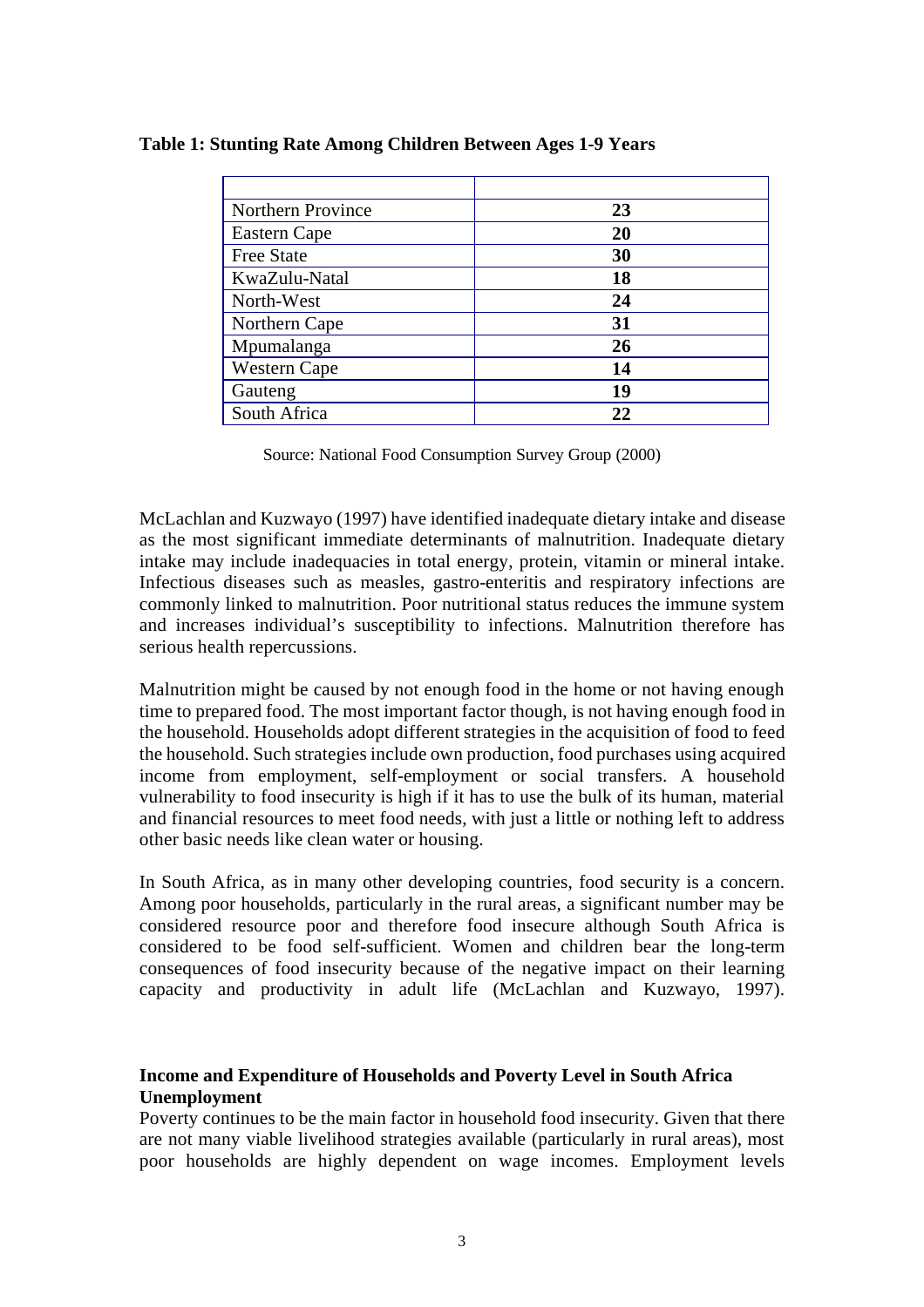**Table 1: Stunting Rate Among Children Between Ages 1-9 Years**

| | |
|---|---|
| Northern Province | **23** |
| Eastern Cape | **20** |
| Free State | **30** |
| KwaZulu-Natal | **18** |
| North-West | **24** |
| Northern Cape | **31** |
| Mpumalanga | **26** |
| Western Cape | **14** |
| Gauteng | **19** |
| South Africa | **22** |

Source: National Food Consumption Survey Group (2000)

McLachlan and Kuzwayo (1997) have identified inadequate dietary intake and disease as the most significant immediate determinants of malnutrition. Inadequate dietary intake may include inadequacies in total energy, protein, vitamin or mineral intake. Infectious diseases such as measles, gastro-enteritis and respiratory infections are commonly linked to malnutrition. Poor nutritional status reduces the immune system and increases individual's susceptibility to infections. Malnutrition therefore has serious health repercussions.

Malnutrition might be caused by not enough food in the home or not having enough time to prepared food. The most important factor though, is not having enough food in the household. Households adopt different strategies in the acquisition of food to feed the household. Such strategies include own production, food purchases using acquired income from employment, self-employment or social transfers. A household vulnerability to food insecurity is high if it has to use the bulk of its human, material and financial resources to meet food needs, with just a little or nothing left to address other basic needs like clean water or housing.

In South Africa, as in many other developing countries, food security is a concern. Among poor households, particularly in the rural areas, a significant number may be considered resource poor and therefore food insecure although South Africa is considered to be food self-sufficient. Women and children bear the long-term consequences of food insecurity because of the negative impact on their learning capacity and productivity in adult life (McLachlan and Kuzwayo, 1997).

**Income and Expenditure of Households and Poverty Level in South Africa**
**Unemployment**

Poverty continues to be the main factor in household food insecurity. Given that there are not many viable livelihood strategies available (particularly in rural areas), most poor households are highly dependent on wage incomes. Employment levels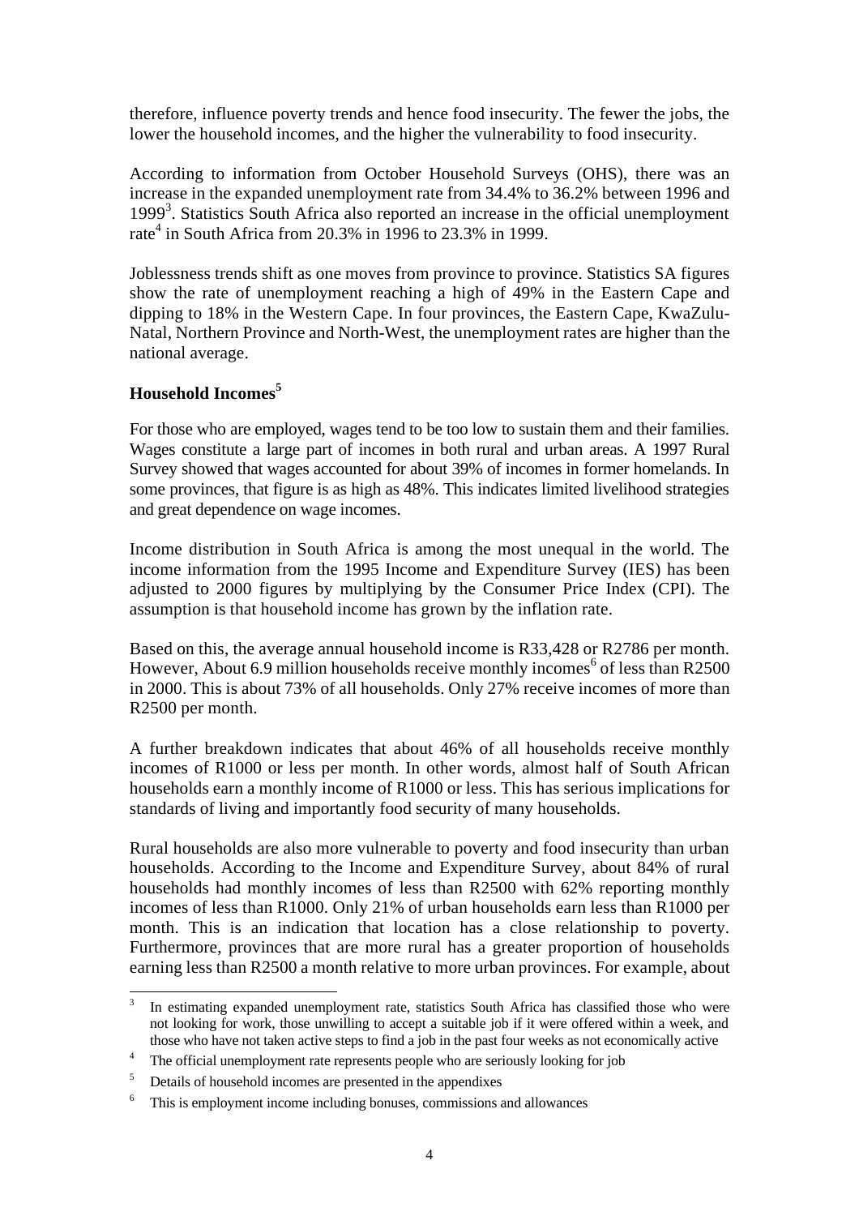therefore, influence poverty trends and hence food insecurity. The fewer the jobs, the lower the household incomes, and the higher the vulnerability to food insecurity.

According to information from October Household Surveys (OHS), there was an increase in the expanded unemployment rate from 34.4% to 36.2% between 1996 and 1999[3]. Statistics South Africa also reported an increase in the official unemployment rate[4] in South Africa from 20.3% in 1996 to 23.3% in 1999.

Joblessness trends shift as one moves from province to province. Statistics SA figures show the rate of unemployment reaching a high of 49% in the Eastern Cape and dipping to 18% in the Western Cape. In four provinces, the Eastern Cape, KwaZulu-Natal, Northern Province and North-West, the unemployment rates are higher than the national average.

**Household Incomes[5]**

For those who are employed, wages tend to be too low to sustain them and their families. Wages constitute a large part of incomes in both rural and urban areas. A 1997 Rural Survey showed that wages accounted for about 39% of incomes in former homelands. In some provinces, that figure is as high as 48%. This indicates limited livelihood strategies and great dependence on wage incomes.

Income distribution in South Africa is among the most unequal in the world. The income information from the 1995 Income and Expenditure Survey (IES) has been adjusted to 2000 figures by multiplying by the Consumer Price Index (CPI). The assumption is that household income has grown by the inflation rate.

Based on this, the average annual household income is R33,428 or R2786 per month. However, About 6.9 million households receive monthly incomes[6] of less than R2500 in 2000. This is about 73% of all households. Only 27% receive incomes of more than R2500 per month.

A further breakdown indicates that about 46% of all households receive monthly incomes of R1000 or less per month. In other words, almost half of South African households earn a monthly income of R1000 or less. This has serious implications for standards of living and importantly food security of many households.

Rural households are also more vulnerable to poverty and food insecurity than urban households. According to the Income and Expenditure Survey, about 84% of rural households had monthly incomes of less than R2500 with 62% reporting monthly incomes of less than R1000. Only 21% of urban households earn less than R1000 per month. This is an indication that location has a close relationship to poverty. Furthermore, provinces that are more rural has a greater proportion of households earning less than R2500 a month relative to more urban provinces. For example, about

---

[3] In estimating expanded unemployment rate, statistics South Africa has classified those who were not looking for work, those unwilling to accept a suitable job if it were offered within a week, and those who have not taken active steps to find a job in the past four weeks as not economically active

[4] The official unemployment rate represents people who are seriously looking for job

[5] Details of household incomes are presented in the appendixes

[6] This is employment income including bonuses, commissions and allowances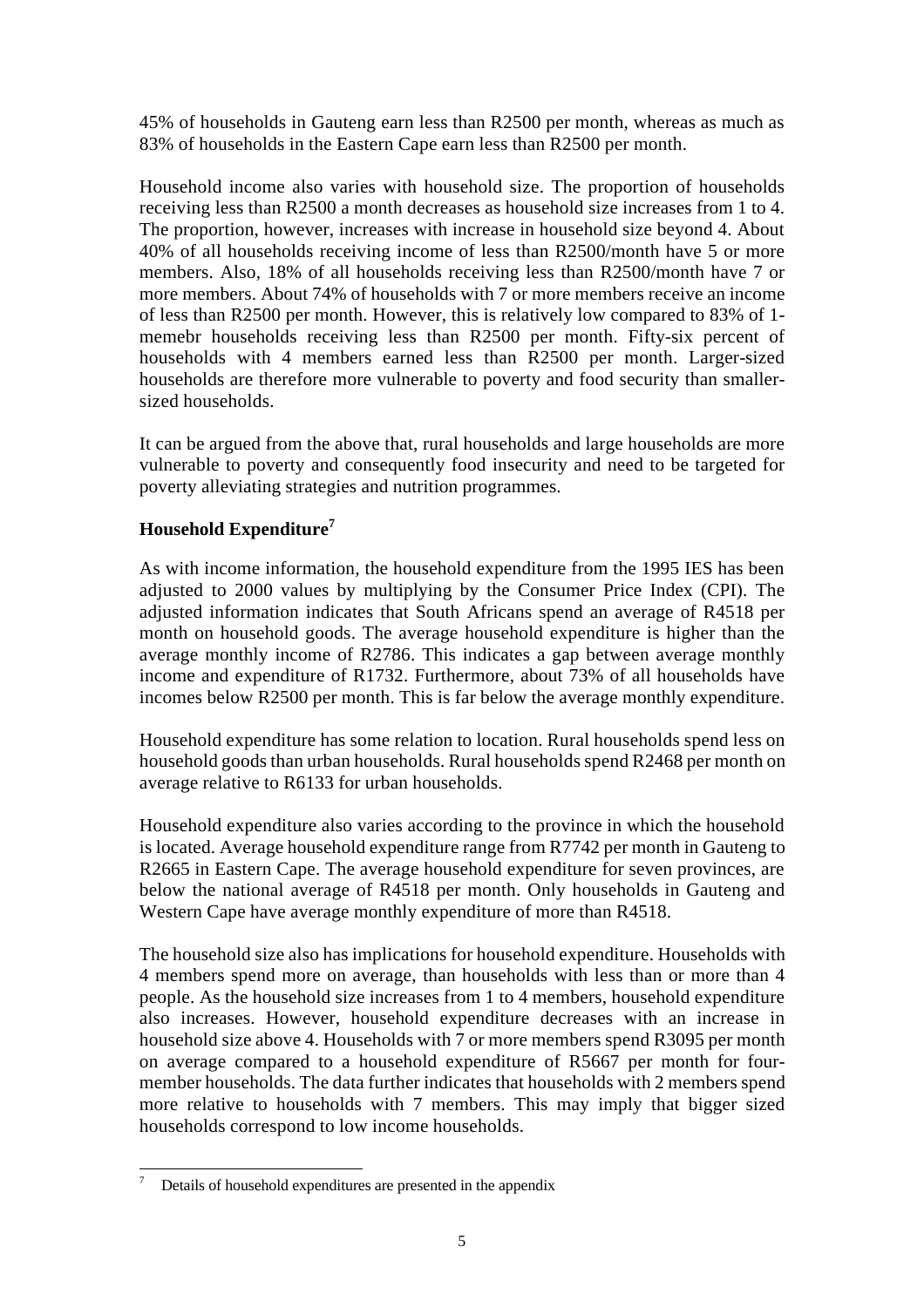45% of households in Gauteng earn less than R2500 per month, whereas as much as 83% of households in the Eastern Cape earn less than R2500 per month.

Household income also varies with household size. The proportion of households receiving less than R2500 a month decreases as household size increases from 1 to 4. The proportion, however, increases with increase in household size beyond 4. About 40% of all households receiving income of less than R2500/month have 5 or more members. Also, 18% of all households receiving less than R2500/month have 7 or more members. About 74% of households with 7 or more members receive an income of less than R2500 per month. However, this is relatively low compared to 83% of 1-memebr households receiving less than R2500 per month. Fifty-six percent of households with 4 members earned less than R2500 per month. Larger-sized households are therefore more vulnerable to poverty and food security than smaller-sized households.

It can be argued from the above that, rural households and large households are more vulnerable to poverty and consequently food insecurity and need to be targeted for poverty alleviating strategies and nutrition programmes.

**Household Expenditure[7]**

As with income information, the household expenditure from the 1995 IES has been adjusted to 2000 values by multiplying by the Consumer Price Index (CPI). The adjusted information indicates that South Africans spend an average of R4518 per month on household goods. The average household expenditure is higher than the average monthly income of R2786. This indicates a gap between average monthly income and expenditure of R1732. Furthermore, about 73% of all households have incomes below R2500 per month. This is far below the average monthly expenditure.

Household expenditure has some relation to location. Rural households spend less on household goods than urban households. Rural households spend R2468 per month on average relative to R6133 for urban households.

Household expenditure also varies according to the province in which the household is located. Average household expenditure range from R7742 per month in Gauteng to R2665 in Eastern Cape. The average household expenditure for seven provinces, are below the national average of R4518 per month. Only households in Gauteng and Western Cape have average monthly expenditure of more than R4518.

The household size also has implications for household expenditure. Households with 4 members spend more on average, than households with less than or more than 4 people. As the household size increases from 1 to 4 members, household expenditure also increases. However, household expenditure decreases with an increase in household size above 4. Households with 7 or more members spend R3095 per month on average compared to a household expenditure of R5667 per month for four-member households. The data further indicates that households with 2 members spend more relative to households with 7 members. This may imply that bigger sized households correspond to low income households.

---

[7] Details of household expenditures are presented in the appendix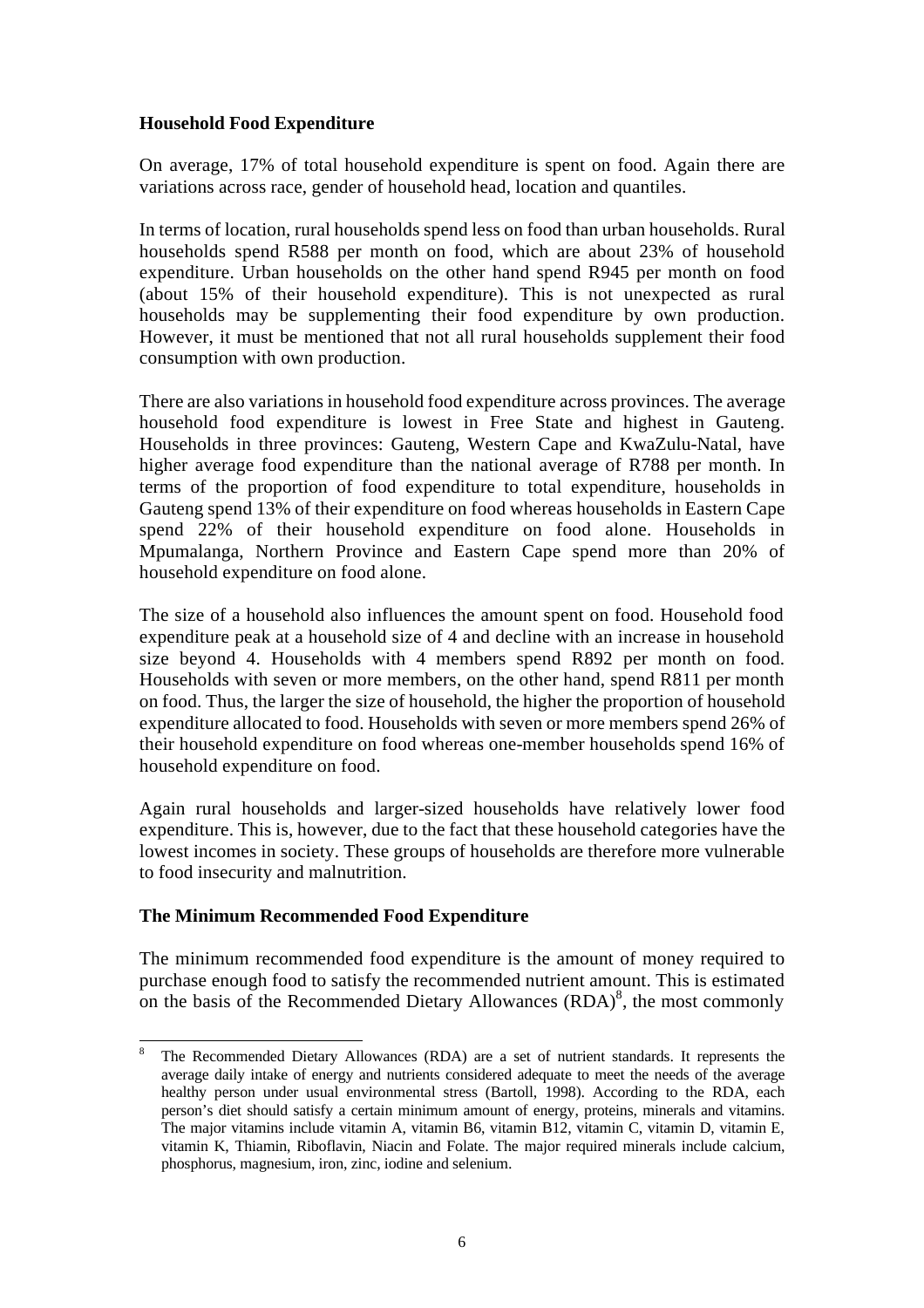**Household Food Expenditure**

On average, 17% of total household expenditure is spent on food. Again there are variations across race, gender of household head, location and quantiles.

In terms of location, rural households spend less on food than urban households. Rural households spend R588 per month on food, which are about 23% of household expenditure. Urban households on the other hand spend R945 per month on food (about 15% of their household expenditure). This is not unexpected as rural households may be supplementing their food expenditure by own production. However, it must be mentioned that not all rural households supplement their food consumption with own production.

There are also variations in household food expenditure across provinces. The average household food expenditure is lowest in Free State and highest in Gauteng. Households in three provinces: Gauteng, Western Cape and KwaZulu-Natal, have higher average food expenditure than the national average of R788 per month. In terms of the proportion of food expenditure to total expenditure, households in Gauteng spend 13% of their expenditure on food whereas households in Eastern Cape spend 22% of their household expenditure on food alone. Households in Mpumalanga, Northern Province and Eastern Cape spend more than 20% of household expenditure on food alone.

The size of a household also influences the amount spent on food. Household food expenditure peak at a household size of 4 and decline with an increase in household size beyond 4. Households with 4 members spend R892 per month on food. Households with seven or more members, on the other hand, spend R811 per month on food. Thus, the larger the size of household, the higher the proportion of household expenditure allocated to food. Households with seven or more members spend 26% of their household expenditure on food whereas one-member households spend 16% of household expenditure on food.

Again rural households and larger-sized households have relatively lower food expenditure. This is, however, due to the fact that these household categories have the lowest incomes in society. These groups of households are therefore more vulnerable to food insecurity and malnutrition.

**The Minimum Recommended Food Expenditure**

The minimum recommended food expenditure is the amount of money required to purchase enough food to satisfy the recommended nutrient amount. This is estimated on the basis of the Recommended Dietary Allowances (RDA)[8], the most commonly

[8] The Recommended Dietary Allowances (RDA) are a set of nutrient standards. It represents the average daily intake of energy and nutrients considered adequate to meet the needs of the average healthy person under usual environmental stress (Bartoll, 1998). According to the RDA, each person's diet should satisfy a certain minimum amount of energy, proteins, minerals and vitamins. The major vitamins include vitamin A, vitamin B6, vitamin B12, vitamin C, vitamin D, vitamin E, vitamin K, Thiamin, Riboflavin, Niacin and Folate. The major required minerals include calcium, phosphorus, magnesium, iron, zinc, iodine and selenium.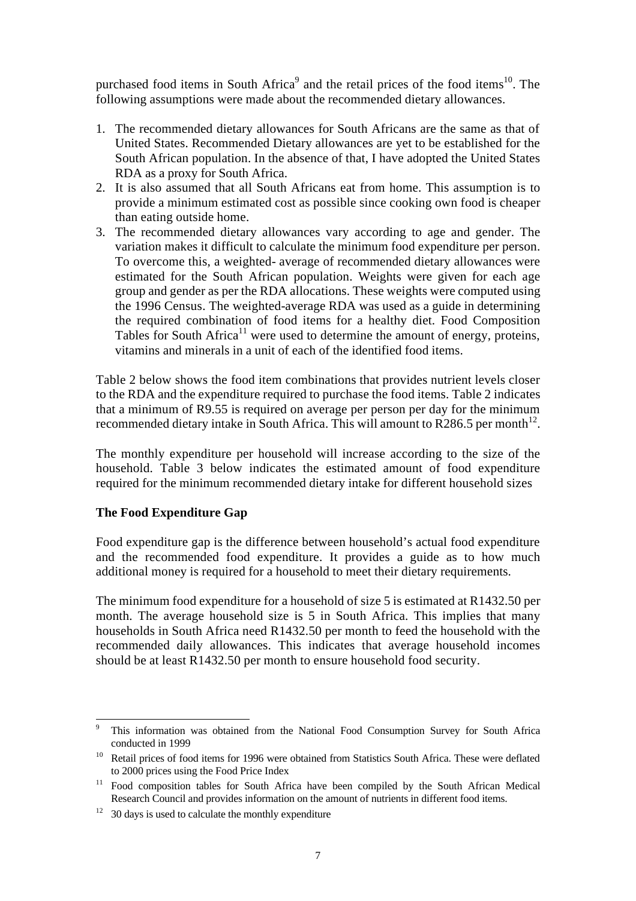purchased food items in South Africa[9] and the retail prices of the food items[10]. The following assumptions were made about the recommended dietary allowances.

1. The recommended dietary allowances for South Africans are the same as that of United States. Recommended Dietary allowances are yet to be established for the South African population. In the absence of that, I have adopted the United States RDA as a proxy for South Africa.
2. It is also assumed that all South Africans eat from home. This assumption is to provide a minimum estimated cost as possible since cooking own food is cheaper than eating outside home.
3. The recommended dietary allowances vary according to age and gender. The variation makes it difficult to calculate the minimum food expenditure per person. To overcome this, a weighted- average of recommended dietary allowances were estimated for the South African population. Weights were given for each age group and gender as per the RDA allocations. These weights were computed using the 1996 Census. The weighted-average RDA was used as a guide in determining the required combination of food items for a healthy diet. Food Composition Tables for South Africa[11] were used to determine the amount of energy, proteins, vitamins and minerals in a unit of each of the identified food items.

Table 2 below shows the food item combinations that provides nutrient levels closer to the RDA and the expenditure required to purchase the food items. Table 2 indicates that a minimum of R9.55 is required on average per person per day for the minimum recommended dietary intake in South Africa. This will amount to R286.5 per month[12].

The monthly expenditure per household will increase according to the size of the household. Table 3 below indicates the estimated amount of food expenditure required for the minimum recommended dietary intake for different household sizes

**The Food Expenditure Gap**

Food expenditure gap is the difference between household's actual food expenditure and the recommended food expenditure. It provides a guide as to how much additional money is required for a household to meet their dietary requirements.

The minimum food expenditure for a household of size 5 is estimated at R1432.50 per month. The average household size is 5 in South Africa. This implies that many households in South Africa need R1432.50 per month to feed the household with the recommended daily allowances. This indicates that average household incomes should be at least R1432.50 per month to ensure household food security.

---

[9] This information was obtained from the National Food Consumption Survey for South Africa conducted in 1999

[10] Retail prices of food items for 1996 were obtained from Statistics South Africa. These were deflated to 2000 prices using the Food Price Index

[11] Food composition tables for South Africa have been compiled by the South African Medical Research Council and provides information on the amount of nutrients in different food items.

[12] 30 days is used to calculate the monthly expenditure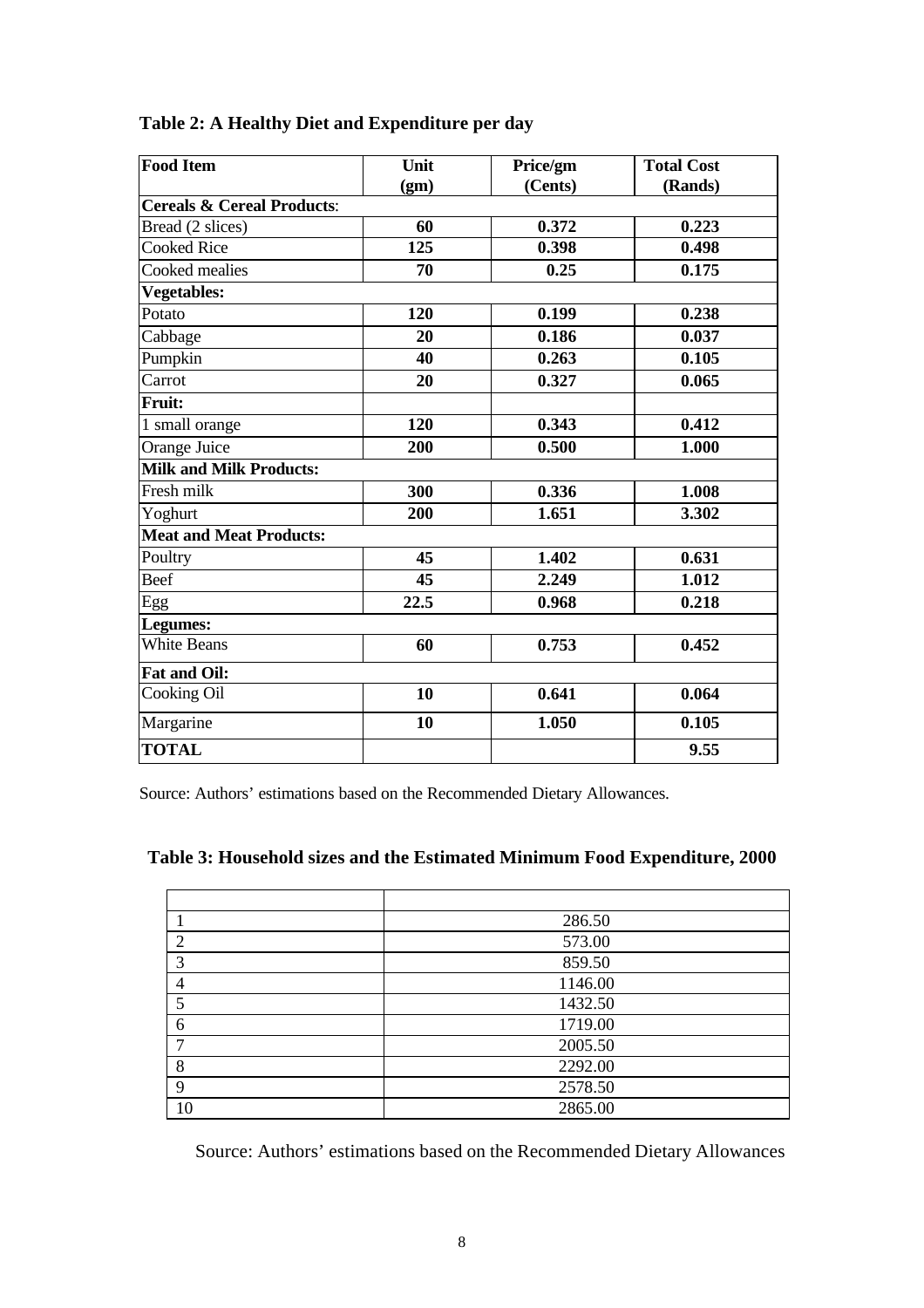**Table 2: A Healthy Diet and Expenditure per day**

| Food Item | Unit (gm) | Price/gm (Cents) | Total Cost (Rands) |
|---|---|---|---|
| **Cereals & Cereal Products**: | | | |
| Bread (2 slices) | **60** | **0.372** | **0.223** |
| Cooked Rice | **125** | **0.398** | **0.498** |
| Cooked mealies | **70** | **0.25** | **0.175** |
| **Vegetables:** | | | |
| Potato | **120** | **0.199** | **0.238** |
| Cabbage | **20** | **0.186** | **0.037** |
| Pumpkin | **40** | **0.263** | **0.105** |
| Carrot | **20** | **0.327** | **0.065** |
| **Fruit:** | | | |
| 1 small orange | **120** | **0.343** | **0.412** |
| Orange Juice | **200** | **0.500** | **1.000** |
| **Milk and Milk Products:** | | | |
| Fresh milk | **300** | **0.336** | **1.008** |
| Yoghurt | **200** | **1.651** | **3.302** |
| **Meat and Meat Products:** | | | |
| Poultry | **45** | **1.402** | **0.631** |
| Beef | **45** | **2.249** | **1.012** |
| Egg | **22.5** | **0.968** | **0.218** |
| **Legumes:** | | | |
| White Beans | **60** | **0.753** | **0.452** |
| **Fat and Oil:** | | | |
| Cooking Oil | **10** | **0.641** | **0.064** |
| Margarine | **10** | **1.050** | **0.105** |
| **TOTAL** | | | **9.55** |

Source: Authors' estimations based on the Recommended Dietary Allowances.

**Table 3: Household sizes and the Estimated Minimum Food Expenditure, 2000**

| | |
|---|---|
| 1 | 286.50 |
| 2 | 573.00 |
| 3 | 859.50 |
| 4 | 1146.00 |
| 5 | 1432.50 |
| 6 | 1719.00 |
| 7 | 2005.50 |
| 8 | 2292.00 |
| 9 | 2578.50 |
| 10 | 2865.00 |

Source: Authors' estimations based on the Recommended Dietary Allowances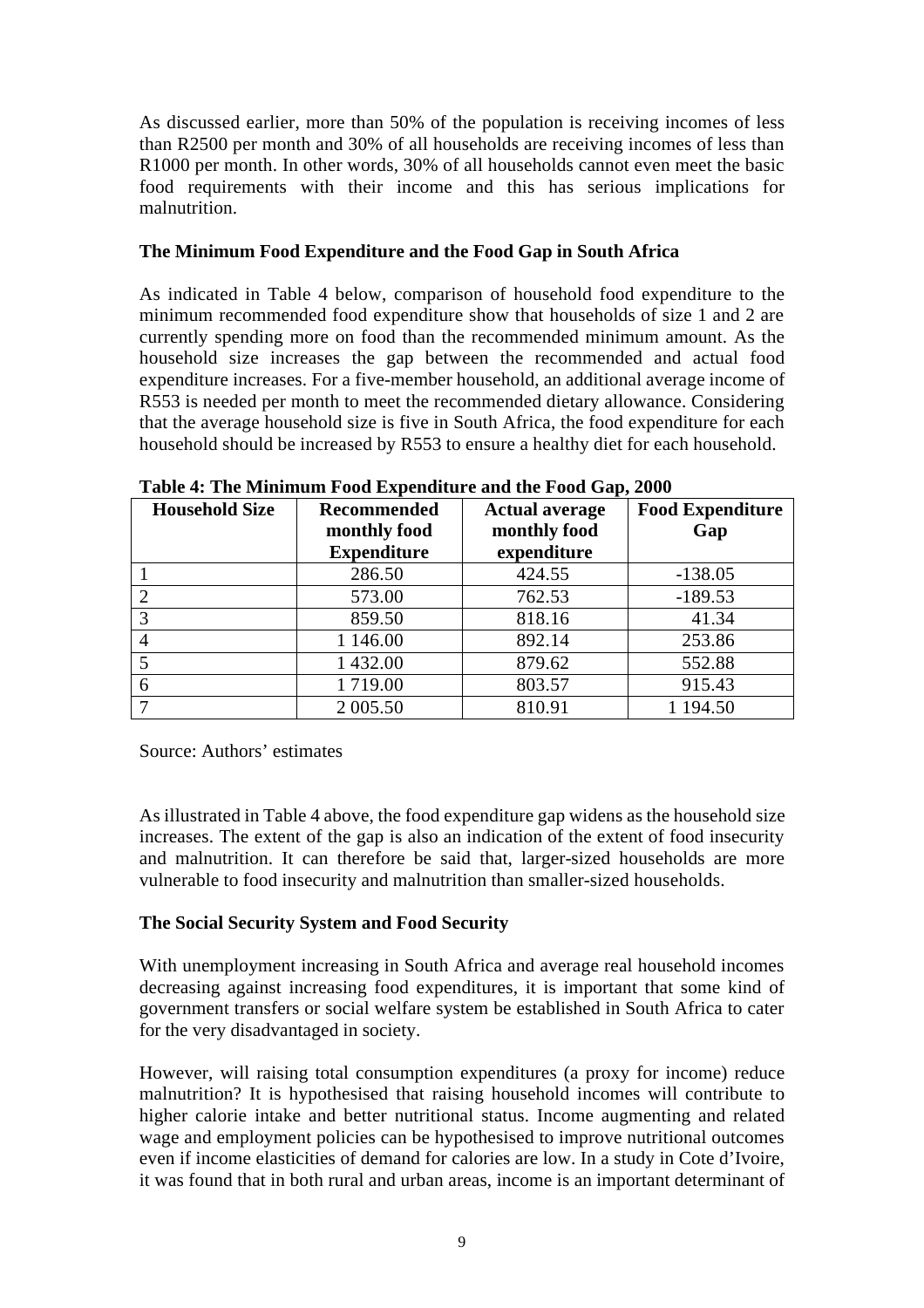As discussed earlier, more than 50% of the population is receiving incomes of less than R2500 per month and 30% of all households are receiving incomes of less than R1000 per month. In other words, 30% of all households cannot even meet the basic food requirements with their income and this has serious implications for malnutrition.

**The Minimum Food Expenditure and the Food Gap in South Africa**

As indicated in Table 4 below, comparison of household food expenditure to the minimum recommended food expenditure show that households of size 1 and 2 are currently spending more on food than the recommended minimum amount. As the household size increases the gap between the recommended and actual food expenditure increases. For a five-member household, an additional average income of R553 is needed per month to meet the recommended dietary allowance. Considering that the average household size is five in South Africa, the food expenditure for each household should be increased by R553 to ensure a healthy diet for each household.

**Table 4: The Minimum Food Expenditure and the Food Gap, 2000**

| Household Size | Recommended monthly food Expenditure | Actual average monthly food expenditure | Food Expenditure Gap |
|---|---|---|---|
| 1 | 286.50 | 424.55 | -138.05 |
| 2 | 573.00 | 762.53 | -189.53 |
| 3 | 859.50 | 818.16 | 41.34 |
| 4 | 1 146.00 | 892.14 | 253.86 |
| 5 | 1 432.00 | 879.62 | 552.88 |
| 6 | 1 719.00 | 803.57 | 915.43 |
| 7 | 2 005.50 | 810.91 | 1 194.50 |

Source: Authors' estimates

As illustrated in Table 4 above, the food expenditure gap widens as the household size increases. The extent of the gap is also an indication of the extent of food insecurity and malnutrition. It can therefore be said that, larger-sized households are more vulnerable to food insecurity and malnutrition than smaller-sized households.

**The Social Security System and Food Security**

With unemployment increasing in South Africa and average real household incomes decreasing against increasing food expenditures, it is important that some kind of government transfers or social welfare system be established in South Africa to cater for the very disadvantaged in society.

However, will raising total consumption expenditures (a proxy for income) reduce malnutrition? It is hypothesised that raising household incomes will contribute to higher calorie intake and better nutritional status. Income augmenting and related wage and employment policies can be hypothesised to improve nutritional outcomes even if income elasticities of demand for calories are low. In a study in Cote d'Ivoire, it was found that in both rural and urban areas, income is an important determinant of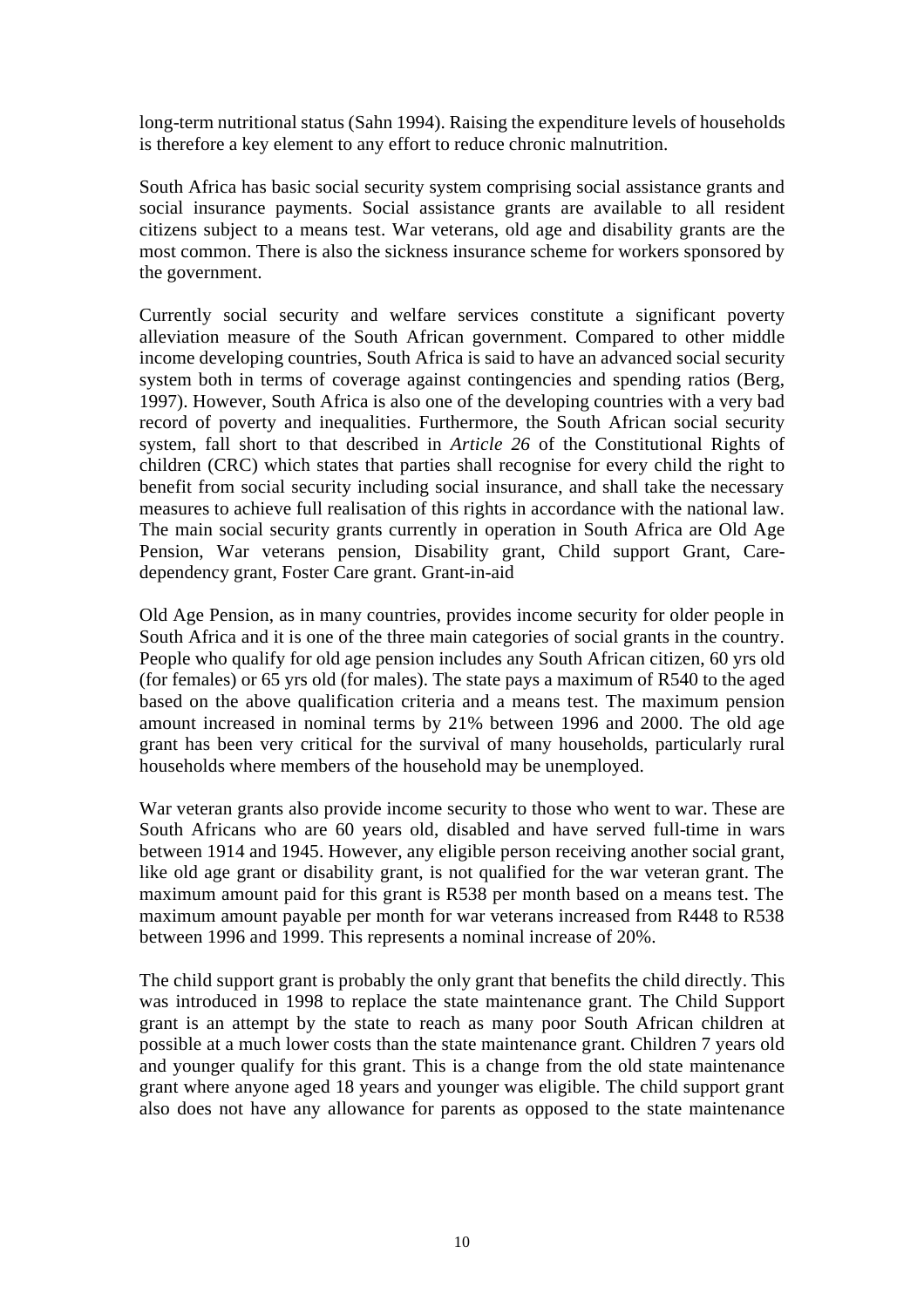long-term nutritional status (Sahn 1994). Raising the expenditure levels of households is therefore a key element to any effort to reduce chronic malnutrition.

South Africa has basic social security system comprising social assistance grants and social insurance payments. Social assistance grants are available to all resident citizens subject to a means test. War veterans, old age and disability grants are the most common. There is also the sickness insurance scheme for workers sponsored by the government.

Currently social security and welfare services constitute a significant poverty alleviation measure of the South African government. Compared to other middle income developing countries, South Africa is said to have an advanced social security system both in terms of coverage against contingencies and spending ratios (Berg, 1997). However, South Africa is also one of the developing countries with a very bad record of poverty and inequalities. Furthermore, the South African social security system, fall short to that described in *Article 26* of the Constitutional Rights of children (CRC) which states that parties shall recognise for every child the right to benefit from social security including social insurance, and shall take the necessary measures to achieve full realisation of this rights in accordance with the national law. The main social security grants currently in operation in South Africa are Old Age Pension, War veterans pension, Disability grant, Child support Grant, Care-dependency grant, Foster Care grant. Grant-in-aid

Old Age Pension, as in many countries, provides income security for older people in South Africa and it is one of the three main categories of social grants in the country. People who qualify for old age pension includes any South African citizen, 60 yrs old (for females) or 65 yrs old (for males). The state pays a maximum of R540 to the aged based on the above qualification criteria and a means test. The maximum pension amount increased in nominal terms by 21% between 1996 and 2000. The old age grant has been very critical for the survival of many households, particularly rural households where members of the household may be unemployed.

War veteran grants also provide income security to those who went to war. These are South Africans who are 60 years old, disabled and have served full-time in wars between 1914 and 1945. However, any eligible person receiving another social grant, like old age grant or disability grant, is not qualified for the war veteran grant. The maximum amount paid for this grant is R538 per month based on a means test. The maximum amount payable per month for war veterans increased from R448 to R538 between 1996 and 1999. This represents a nominal increase of 20%.

The child support grant is probably the only grant that benefits the child directly. This was introduced in 1998 to replace the state maintenance grant. The Child Support grant is an attempt by the state to reach as many poor South African children at possible at a much lower costs than the state maintenance grant. Children 7 years old and younger qualify for this grant. This is a change from the old state maintenance grant where anyone aged 18 years and younger was eligible. The child support grant also does not have any allowance for parents as opposed to the state maintenance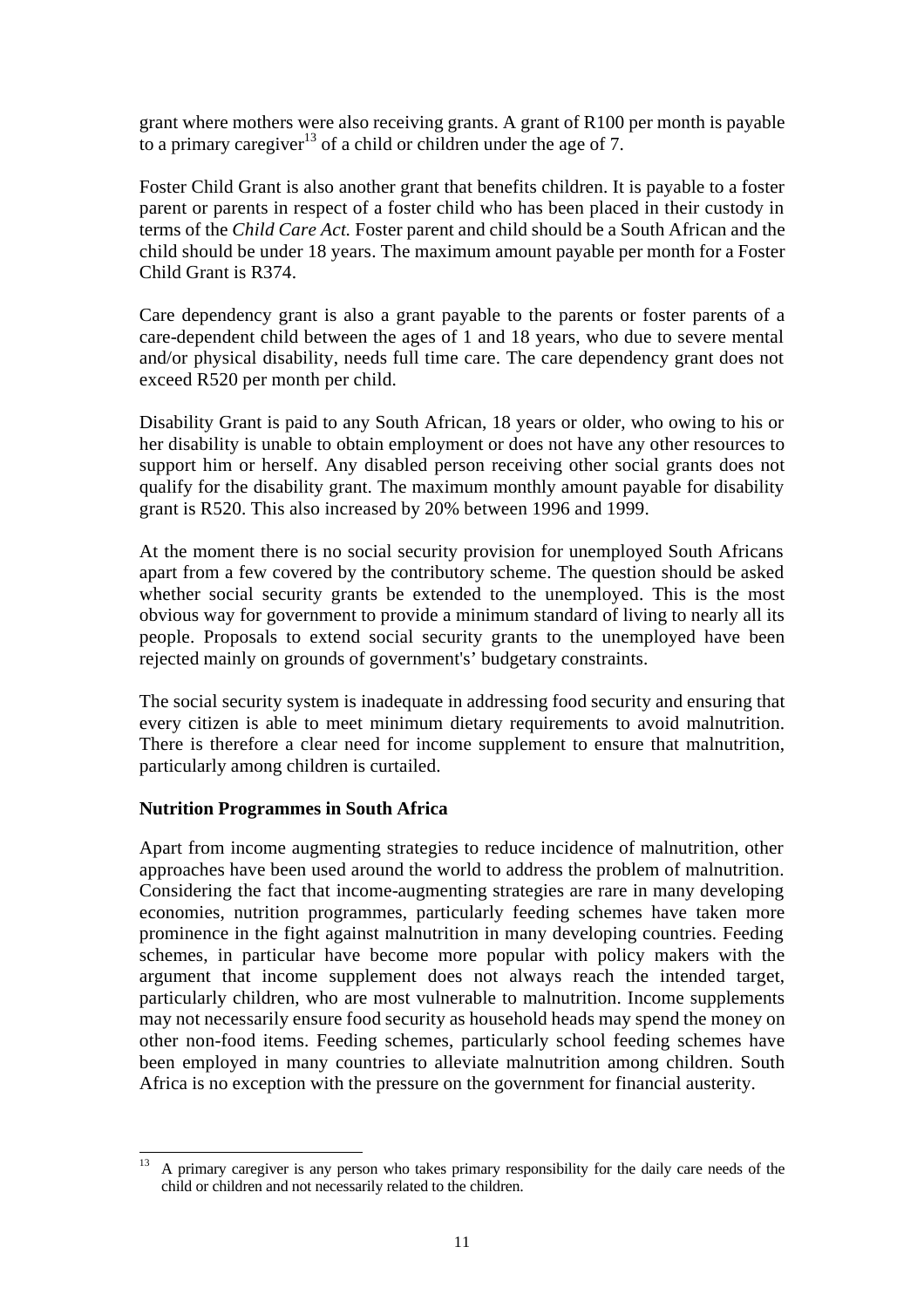grant where mothers were also receiving grants. A grant of R100 per month is payable to a primary caregiver[13] of a child or children under the age of 7.

Foster Child Grant is also another grant that benefits children. It is payable to a foster parent or parents in respect of a foster child who has been placed in their custody in terms of the *Child Care Act.* Foster parent and child should be a South African and the child should be under 18 years. The maximum amount payable per month for a Foster Child Grant is R374.

Care dependency grant is also a grant payable to the parents or foster parents of a care-dependent child between the ages of 1 and 18 years, who due to severe mental and/or physical disability, needs full time care. The care dependency grant does not exceed R520 per month per child.

Disability Grant is paid to any South African, 18 years or older, who owing to his or her disability is unable to obtain employment or does not have any other resources to support him or herself. Any disabled person receiving other social grants does not qualify for the disability grant. The maximum monthly amount payable for disability grant is R520. This also increased by 20% between 1996 and 1999.

At the moment there is no social security provision for unemployed South Africans apart from a few covered by the contributory scheme. The question should be asked whether social security grants be extended to the unemployed. This is the most obvious way for government to provide a minimum standard of living to nearly all its people. Proposals to extend social security grants to the unemployed have been rejected mainly on grounds of government's' budgetary constraints.

The social security system is inadequate in addressing food security and ensuring that every citizen is able to meet minimum dietary requirements to avoid malnutrition. There is therefore a clear need for income supplement to ensure that malnutrition, particularly among children is curtailed.

**Nutrition Programmes in South Africa**

Apart from income augmenting strategies to reduce incidence of malnutrition, other approaches have been used around the world to address the problem of malnutrition. Considering the fact that income-augmenting strategies are rare in many developing economies, nutrition programmes, particularly feeding schemes have taken more prominence in the fight against malnutrition in many developing countries. Feeding schemes, in particular have become more popular with policy makers with the argument that income supplement does not always reach the intended target, particularly children, who are most vulnerable to malnutrition. Income supplements may not necessarily ensure food security as household heads may spend the money on other non-food items. Feeding schemes, particularly school feeding schemes have been employed in many countries to alleviate malnutrition among children. South Africa is no exception with the pressure on the government for financial austerity.

---

[13] A primary caregiver is any person who takes primary responsibility for the daily care needs of the child or children and not necessarily related to the children.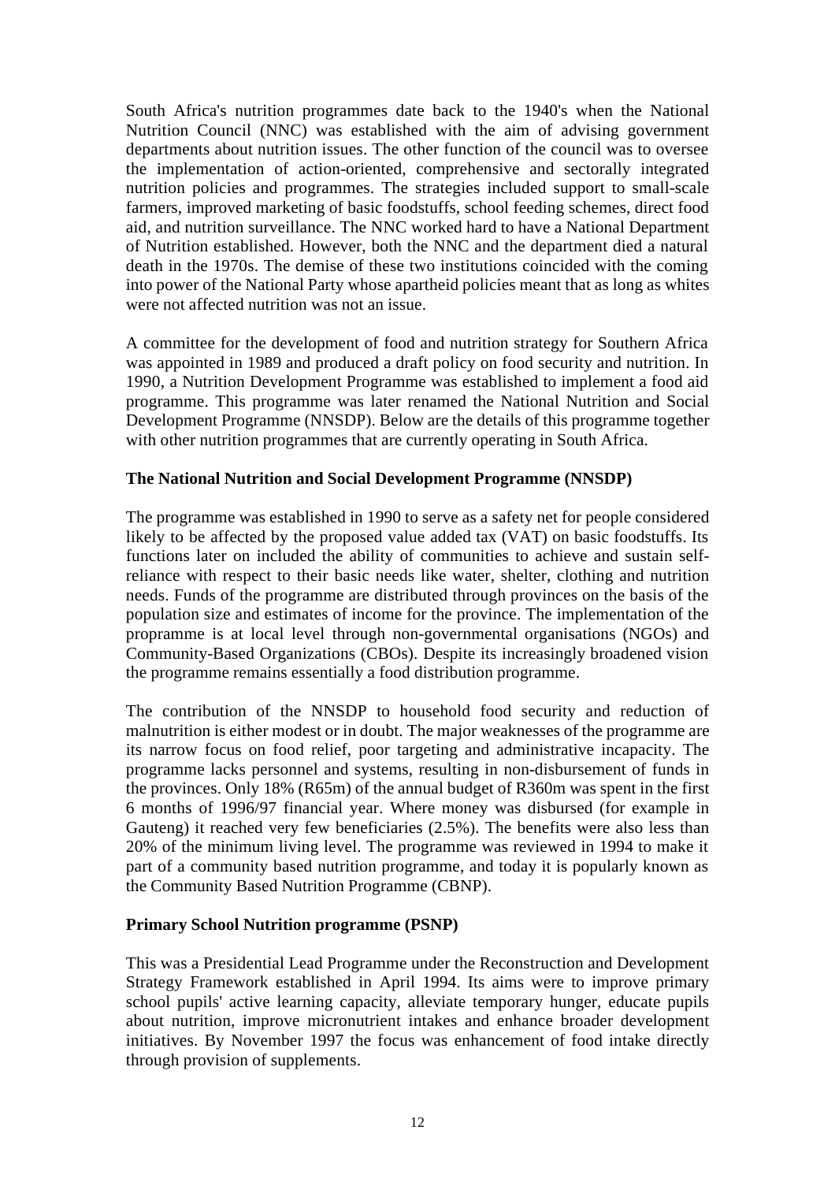South Africa's nutrition programmes date back to the 1940's when the National Nutrition Council (NNC) was established with the aim of advising government departments about nutrition issues. The other function of the council was to oversee the implementation of action-oriented, comprehensive and sectorally integrated nutrition policies and programmes. The strategies included support to small-scale farmers, improved marketing of basic foodstuffs, school feeding schemes, direct food aid, and nutrition surveillance. The NNC worked hard to have a National Department of Nutrition established. However, both the NNC and the department died a natural death in the 1970s. The demise of these two institutions coincided with the coming into power of the National Party whose apartheid policies meant that as long as whites were not affected nutrition was not an issue.

A committee for the development of food and nutrition strategy for Southern Africa was appointed in 1989 and produced a draft policy on food security and nutrition. In 1990, a Nutrition Development Programme was established to implement a food aid programme. This programme was later renamed the National Nutrition and Social Development Programme (NNSDP). Below are the details of this programme together with other nutrition programmes that are currently operating in South Africa.

**The National Nutrition and Social Development Programme (NNSDP)**

The programme was established in 1990 to serve as a safety net for people considered likely to be affected by the proposed value added tax (VAT) on basic foodstuffs. Its functions later on included the ability of communities to achieve and sustain self-reliance with respect to their basic needs like water, shelter, clothing and nutrition needs. Funds of the programme are distributed through provinces on the basis of the population size and estimates of income for the province. The implementation of the propramme is at local level through non-governmental organisations (NGOs) and Community-Based Organizations (CBOs). Despite its increasingly broadened vision the programme remains essentially a food distribution programme.

The contribution of the NNSDP to household food security and reduction of malnutrition is either modest or in doubt. The major weaknesses of the programme are its narrow focus on food relief, poor targeting and administrative incapacity. The programme lacks personnel and systems, resulting in non-disbursement of funds in the provinces. Only 18% (R65m) of the annual budget of R360m was spent in the first 6 months of 1996/97 financial year. Where money was disbursed (for example in Gauteng) it reached very few beneficiaries (2.5%). The benefits were also less than 20% of the minimum living level. The programme was reviewed in 1994 to make it part of a community based nutrition programme, and today it is popularly known as the Community Based Nutrition Programme (CBNP).

**Primary School Nutrition programme (PSNP)**

This was a Presidential Lead Programme under the Reconstruction and Development Strategy Framework established in April 1994. Its aims were to improve primary school pupils' active learning capacity, alleviate temporary hunger, educate pupils about nutrition, improve micronutrient intakes and enhance broader development initiatives. By November 1997 the focus was enhancement of food intake directly through provision of supplements.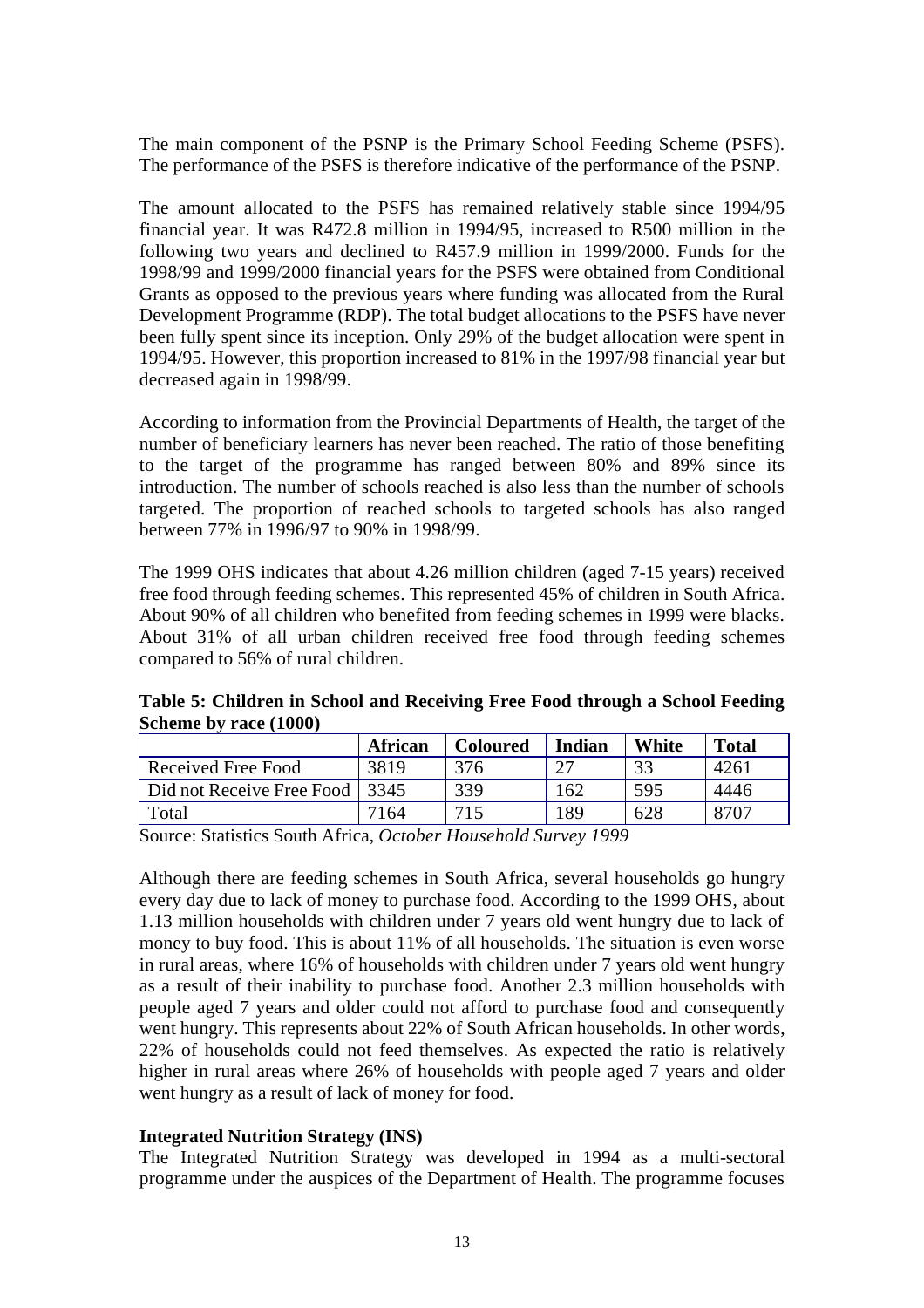The main component of the PSNP is the Primary School Feeding Scheme (PSFS). The performance of the PSFS is therefore indicative of the performance of the PSNP.

The amount allocated to the PSFS has remained relatively stable since 1994/95 financial year. It was R472.8 million in 1994/95, increased to R500 million in the following two years and declined to R457.9 million in 1999/2000. Funds for the 1998/99 and 1999/2000 financial years for the PSFS were obtained from Conditional Grants as opposed to the previous years where funding was allocated from the Rural Development Programme (RDP). The total budget allocations to the PSFS have never been fully spent since its inception. Only 29% of the budget allocation were spent in 1994/95. However, this proportion increased to 81% in the 1997/98 financial year but decreased again in 1998/99.

According to information from the Provincial Departments of Health, the target of the number of beneficiary learners has never been reached. The ratio of those benefiting to the target of the programme has ranged between 80% and 89% since its introduction. The number of schools reached is also less than the number of schools targeted. The proportion of reached schools to targeted schools has also ranged between 77% in 1996/97 to 90% in 1998/99.

The 1999 OHS indicates that about 4.26 million children (aged 7-15 years) received free food through feeding schemes. This represented 45% of children in South Africa. About 90% of all children who benefited from feeding schemes in 1999 were blacks. About 31% of all urban children received free food through feeding schemes compared to 56% of rural children.

**Table 5: Children in School and Receiving Free Food through a School Feeding Scheme by race (1000)**

| | African | Coloured | Indian | White | Total |
|---|---|---|---|---|---|
| Received Free Food | 3819 | 376 | 27 | 33 | 4261 |
| Did not Receive Free Food | 3345 | 339 | 162 | 595 | 4446 |
| Total | 7164 | 715 | 189 | 628 | 8707 |

Source: Statistics South Africa, *October Household Survey 1999*

Although there are feeding schemes in South Africa, several households go hungry every day due to lack of money to purchase food. According to the 1999 OHS, about 1.13 million households with children under 7 years old went hungry due to lack of money to buy food. This is about 11% of all households. The situation is even worse in rural areas, where 16% of households with children under 7 years old went hungry as a result of their inability to purchase food. Another 2.3 million households with people aged 7 years and older could not afford to purchase food and consequently went hungry. This represents about 22% of South African households. In other words, 22% of households could not feed themselves. As expected the ratio is relatively higher in rural areas where 26% of households with people aged 7 years and older went hungry as a result of lack of money for food.

**Integrated Nutrition Strategy (INS)**

The Integrated Nutrition Strategy was developed in 1994 as a multi-sectoral programme under the auspices of the Department of Health. The programme focuses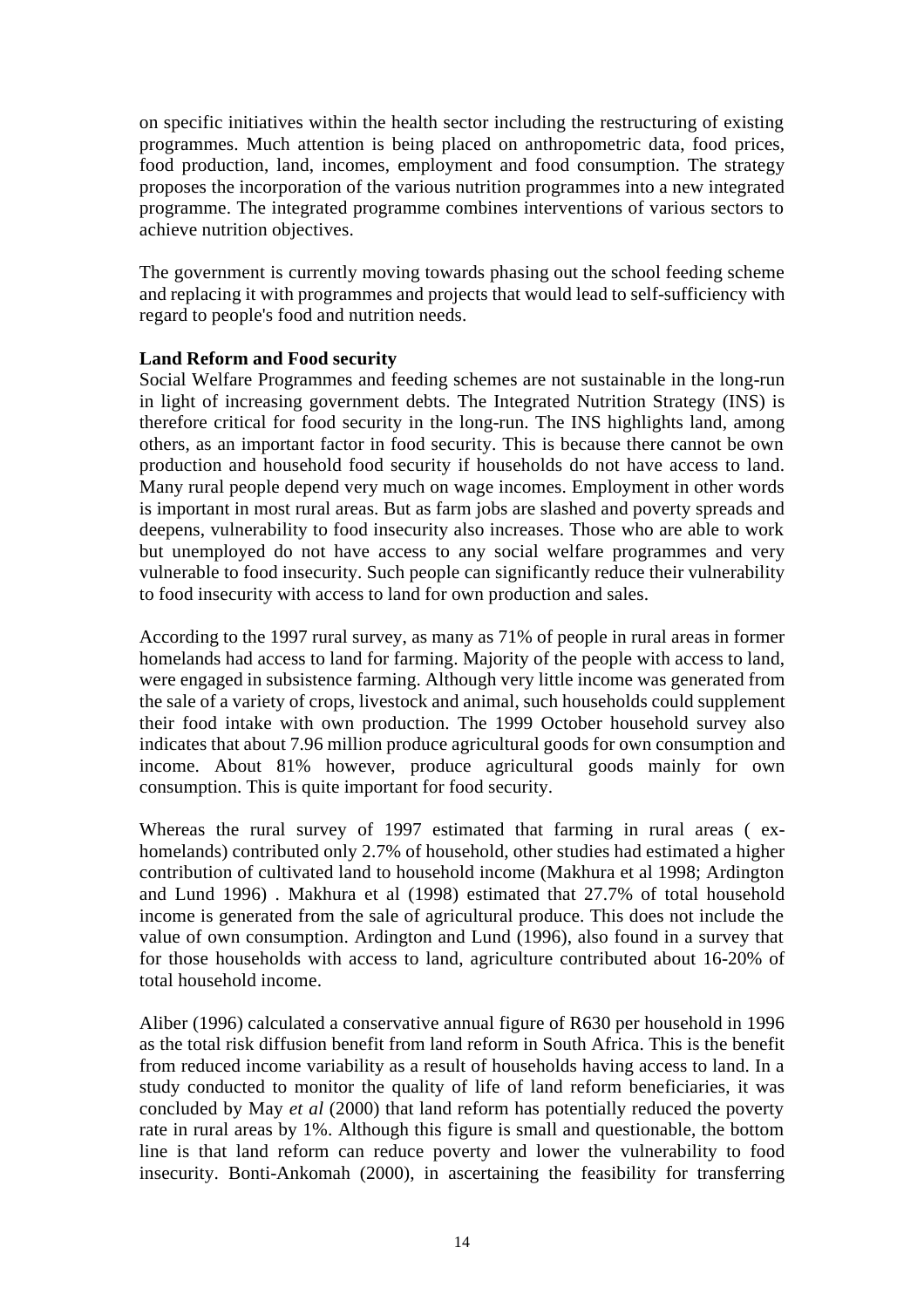on specific initiatives within the health sector including the restructuring of existing programmes. Much attention is being placed on anthropometric data, food prices, food production, land, incomes, employment and food consumption. The strategy proposes the incorporation of the various nutrition programmes into a new integrated programme. The integrated programme combines interventions of various sectors to achieve nutrition objectives.

The government is currently moving towards phasing out the school feeding scheme and replacing it with programmes and projects that would lead to self-sufficiency with regard to people's food and nutrition needs.

**Land Reform and Food security**

Social Welfare Programmes and feeding schemes are not sustainable in the long-run in light of increasing government debts. The Integrated Nutrition Strategy (INS) is therefore critical for food security in the long-run. The INS highlights land, among others, as an important factor in food security. This is because there cannot be own production and household food security if households do not have access to land. Many rural people depend very much on wage incomes. Employment in other words is important in most rural areas. But as farm jobs are slashed and poverty spreads and deepens, vulnerability to food insecurity also increases. Those who are able to work but unemployed do not have access to any social welfare programmes and very vulnerable to food insecurity. Such people can significantly reduce their vulnerability to food insecurity with access to land for own production and sales.

According to the 1997 rural survey, as many as 71% of people in rural areas in former homelands had access to land for farming. Majority of the people with access to land, were engaged in subsistence farming. Although very little income was generated from the sale of a variety of crops, livestock and animal, such households could supplement their food intake with own production. The 1999 October household survey also indicates that about 7.96 million produce agricultural goods for own consumption and income. About 81% however, produce agricultural goods mainly for own consumption. This is quite important for food security.

Whereas the rural survey of 1997 estimated that farming in rural areas ( ex-homelands) contributed only 2.7% of household, other studies had estimated a higher contribution of cultivated land to household income (Makhura et al 1998; Ardington and Lund 1996) . Makhura et al (1998) estimated that 27.7% of total household income is generated from the sale of agricultural produce. This does not include the value of own consumption. Ardington and Lund (1996), also found in a survey that for those households with access to land, agriculture contributed about 16-20% of total household income.

Aliber (1996) calculated a conservative annual figure of R630 per household in 1996 as the total risk diffusion benefit from land reform in South Africa. This is the benefit from reduced income variability as a result of households having access to land. In a study conducted to monitor the quality of life of land reform beneficiaries, it was concluded by May *et al* (2000) that land reform has potentially reduced the poverty rate in rural areas by 1%. Although this figure is small and questionable, the bottom line is that land reform can reduce poverty and lower the vulnerability to food insecurity. Bonti-Ankomah (2000), in ascertaining the feasibility for transferring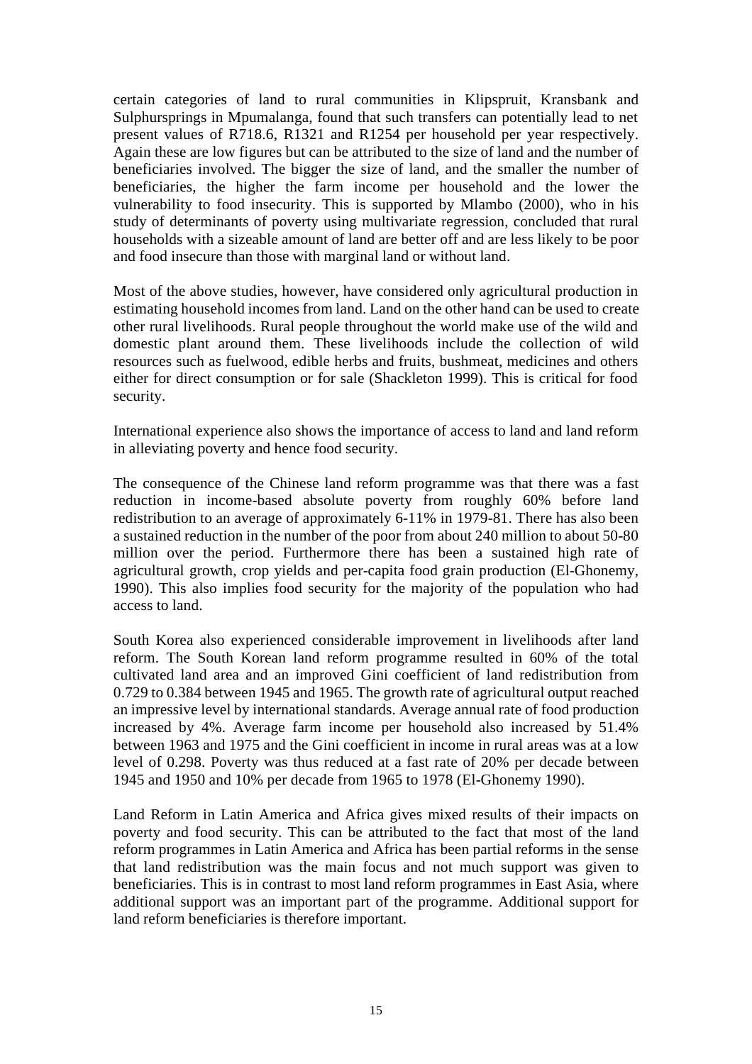certain categories of land to rural communities in Klipspruit, Kransbank and Sulphursprings in Mpumalanga, found that such transfers can potentially lead to net present values of R718.6, R1321 and R1254 per household per year respectively. Again these are low figures but can be attributed to the size of land and the number of beneficiaries involved. The bigger the size of land, and the smaller the number of beneficiaries, the higher the farm income per household and the lower the vulnerability to food insecurity. This is supported by Mlambo (2000), who in his study of determinants of poverty using multivariate regression, concluded that rural households with a sizeable amount of land are better off and are less likely to be poor and food insecure than those with marginal land or without land.

Most of the above studies, however, have considered only agricultural production in estimating household incomes from land. Land on the other hand can be used to create other rural livelihoods. Rural people throughout the world make use of the wild and domestic plant around them. These livelihoods include the collection of wild resources such as fuelwood, edible herbs and fruits, bushmeat, medicines and others either for direct consumption or for sale (Shackleton 1999). This is critical for food security.

International experience also shows the importance of access to land and land reform in alleviating poverty and hence food security.

The consequence of the Chinese land reform programme was that there was a fast reduction in income-based absolute poverty from roughly 60% before land redistribution to an average of approximately 6-11% in 1979-81. There has also been a sustained reduction in the number of the poor from about 240 million to about 50-80 million over the period. Furthermore there has been a sustained high rate of agricultural growth, crop yields and per-capita food grain production (El-Ghonemy, 1990). This also implies food security for the majority of the population who had access to land.

South Korea also experienced considerable improvement in livelihoods after land reform. The South Korean land reform programme resulted in 60% of the total cultivated land area and an improved Gini coefficient of land redistribution from 0.729 to 0.384 between 1945 and 1965. The growth rate of agricultural output reached an impressive level by international standards. Average annual rate of food production increased by 4%. Average farm income per household also increased by 51.4% between 1963 and 1975 and the Gini coefficient in income in rural areas was at a low level of 0.298. Poverty was thus reduced at a fast rate of 20% per decade between 1945 and 1950 and 10% per decade from 1965 to 1978 (El-Ghonemy 1990).

Land Reform in Latin America and Africa gives mixed results of their impacts on poverty and food security. This can be attributed to the fact that most of the land reform programmes in Latin America and Africa has been partial reforms in the sense that land redistribution was the main focus and not much support was given to beneficiaries. This is in contrast to most land reform programmes in East Asia, where additional support was an important part of the programme. Additional support for land reform beneficiaries is therefore important.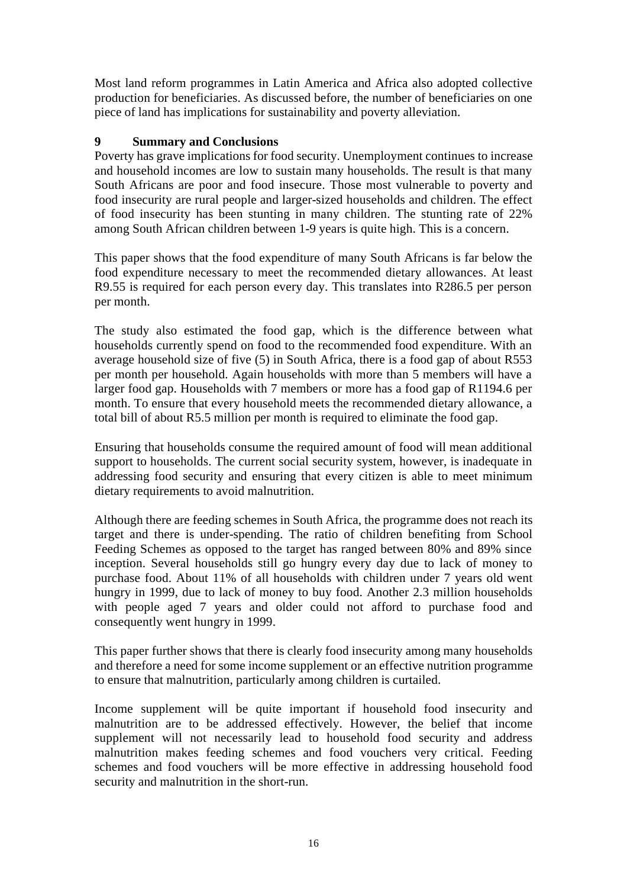Most land reform programmes in Latin America and Africa also adopted collective production for beneficiaries. As discussed before, the number of beneficiaries on one piece of land has implications for sustainability and poverty alleviation.

## 9 Summary and Conclusions

Poverty has grave implications for food security. Unemployment continues to increase and household incomes are low to sustain many households. The result is that many South Africans are poor and food insecure. Those most vulnerable to poverty and food insecurity are rural people and larger-sized households and children. The effect of food insecurity has been stunting in many children. The stunting rate of 22% among South African children between 1-9 years is quite high. This is a concern.

This paper shows that the food expenditure of many South Africans is far below the food expenditure necessary to meet the recommended dietary allowances. At least R9.55 is required for each person every day. This translates into R286.5 per person per month.

The study also estimated the food gap, which is the difference between what households currently spend on food to the recommended food expenditure. With an average household size of five (5) in South Africa, there is a food gap of about R553 per month per household. Again households with more than 5 members will have a larger food gap. Households with 7 members or more has a food gap of R1194.6 per month. To ensure that every household meets the recommended dietary allowance, a total bill of about R5.5 million per month is required to eliminate the food gap.

Ensuring that households consume the required amount of food will mean additional support to households. The current social security system, however, is inadequate in addressing food security and ensuring that every citizen is able to meet minimum dietary requirements to avoid malnutrition.

Although there are feeding schemes in South Africa, the programme does not reach its target and there is under-spending. The ratio of children benefiting from School Feeding Schemes as opposed to the target has ranged between 80% and 89% since inception. Several households still go hungry every day due to lack of money to purchase food. About 11% of all households with children under 7 years old went hungry in 1999, due to lack of money to buy food. Another 2.3 million households with people aged 7 years and older could not afford to purchase food and consequently went hungry in 1999.

This paper further shows that there is clearly food insecurity among many households and therefore a need for some income supplement or an effective nutrition programme to ensure that malnutrition, particularly among children is curtailed.

Income supplement will be quite important if household food insecurity and malnutrition are to be addressed effectively. However, the belief that income supplement will not necessarily lead to household food security and address malnutrition makes feeding schemes and food vouchers very critical. Feeding schemes and food vouchers will be more effective in addressing household food security and malnutrition in the short-run.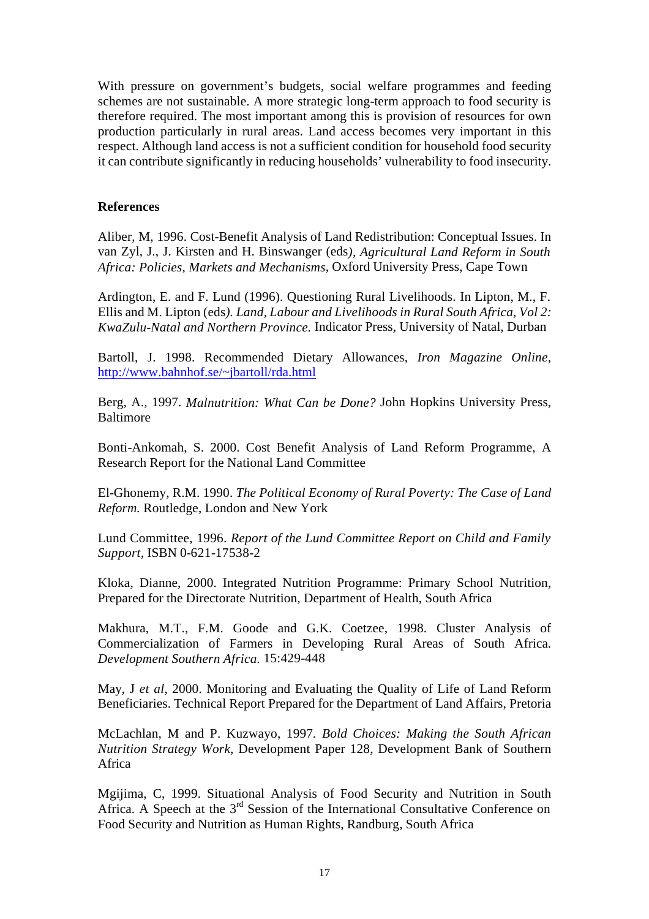With pressure on government's budgets, social welfare programmes and feeding schemes are not sustainable. A more strategic long-term approach to food security is therefore required. The most important among this is provision of resources for own production particularly in rural areas. Land access becomes very important in this respect. Although land access is not a sufficient condition for household food security it can contribute significantly in reducing households' vulnerability to food insecurity.

## References

Aliber, M, 1996. Cost-Benefit Analysis of Land Redistribution: Conceptual Issues. In van Zyl, J., J. Kirsten and H. Binswanger (eds*), Agricultural Land Reform in South Africa: Policies, Markets and Mechanisms*, Oxford University Press, Cape Town

Ardington, E. and F. Lund (1996). Questioning Rural Livelihoods. In Lipton, M., F. Ellis and M. Lipton (eds*). Land, Labour and Livelihoods in Rural South Africa, Vol 2: KwaZulu-Natal and Northern Province.* Indicator Press, University of Natal, Durban

Bartoll, J. 1998. Recommended Dietary Allowances, *Iron Magazine Online*, http://www.bahnhof.se/~jbartoll/rda.html

Berg, A., 1997. *Malnutrition: What Can be Done?* John Hopkins University Press, Baltimore

Bonti-Ankomah, S. 2000. Cost Benefit Analysis of Land Reform Programme, A Research Report for the National Land Committee

El-Ghonemy, R.M. 1990. *The Political Economy of Rural Poverty: The Case of Land Reform.* Routledge, London and New York

Lund Committee, 1996. *Report of the Lund Committee Report on Child and Family Support*, ISBN 0-621-17538-2

Kloka, Dianne, 2000. Integrated Nutrition Programme: Primary School Nutrition, Prepared for the Directorate Nutrition, Department of Health, South Africa

Makhura, M.T., F.M. Goode and G.K. Coetzee, 1998. Cluster Analysis of Commercialization of Farmers in Developing Rural Areas of South Africa. *Development Southern Africa.* 15:429-448

May, J *et al*, 2000. Monitoring and Evaluating the Quality of Life of Land Reform Beneficiaries. Technical Report Prepared for the Department of Land Affairs, Pretoria

McLachlan, M and P. Kuzwayo, 1997. *Bold Choices: Making the South African Nutrition Strategy Work*, Development Paper 128, Development Bank of Southern Africa

Mgijima, C, 1999. Situational Analysis of Food Security and Nutrition in South Africa. A Speech at the 3rd Session of the International Consultative Conference on Food Security and Nutrition as Human Rights, Randburg, South Africa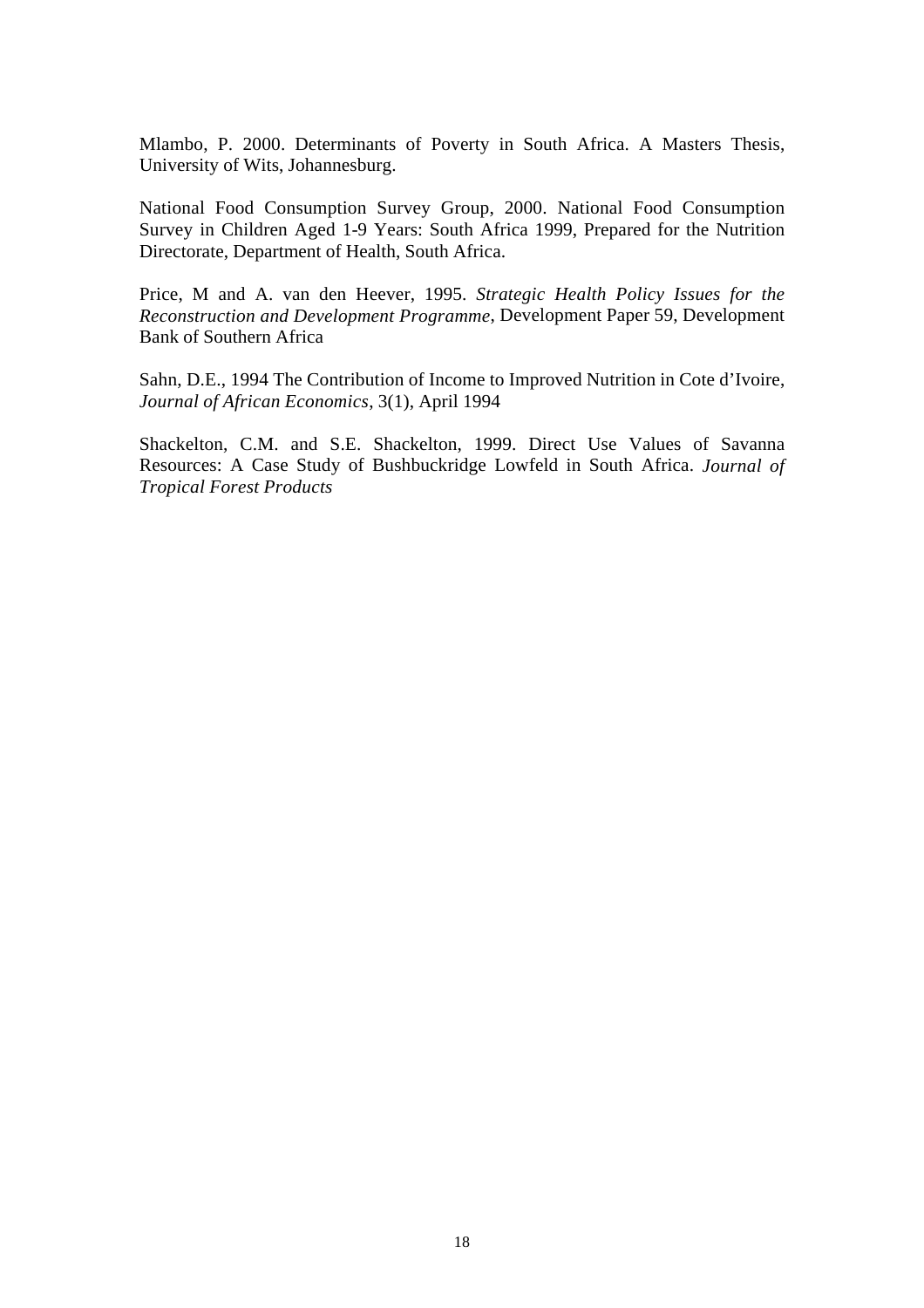Mlambo, P. 2000. Determinants of Poverty in South Africa. A Masters Thesis, University of Wits, Johannesburg.

National Food Consumption Survey Group, 2000. National Food Consumption Survey in Children Aged 1-9 Years: South Africa 1999, Prepared for the Nutrition Directorate, Department of Health, South Africa.

Price, M and A. van den Heever, 1995. *Strategic Health Policy Issues for the Reconstruction and Development Programme*, Development Paper 59, Development Bank of Southern Africa

Sahn, D.E., 1994 The Contribution of Income to Improved Nutrition in Cote d'Ivoire, *Journal of African Economics*, 3(1), April 1994

Shackelton, C.M. and S.E. Shackelton, 1999. Direct Use Values of Savanna Resources: A Case Study of Bushbuckridge Lowfeld in South Africa. *Journal of Tropical Forest Products*